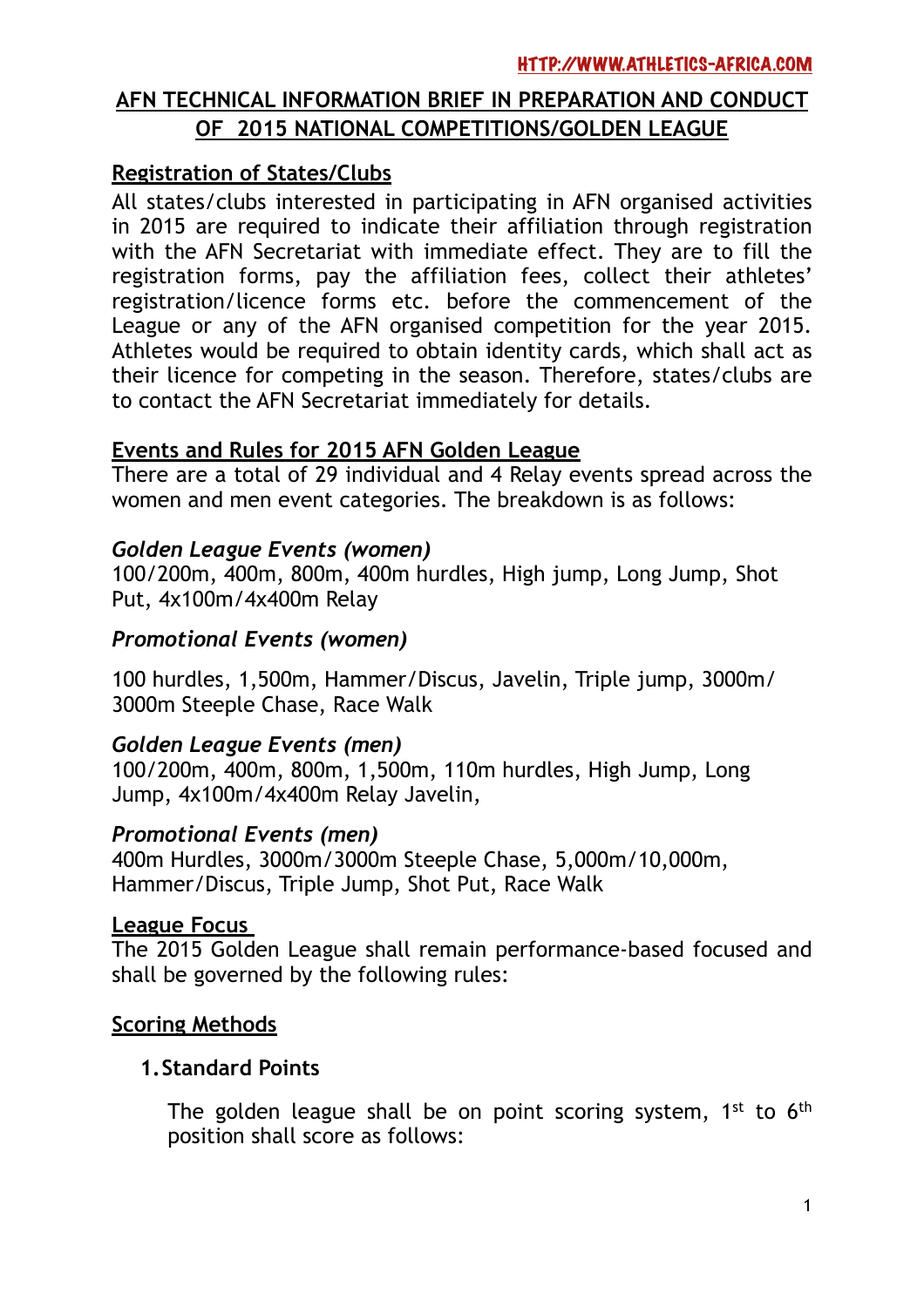HTTP://WWW.ATHLETICS-AFRICA.COM

# AFN TECHNICAL INFORMATION BRIEF IN PREPARATION AND CONDUCT OF 2015 NATIONAL COMPETITIONS/GOLDEN LEAGUE

## Registration of States/Clubs

All states/clubs interested in participating in AFN organised activities in 2015 are required to indicate their affiliation through registration with the AFN Secretariat with immediate effect. They are to fill the registration forms, pay the affiliation fees, collect their athletes' registration/licence forms etc. before the commencement of the League or any of the AFN organised competition for the year 2015. Athletes would be required to obtain identity cards, which shall act as their licence for competing in the season. Therefore, states/clubs are to contact the AFN Secretariat immediately for details.

## Events and Rules for 2015 AFN Golden League

There are a total of 29 individual and 4 Relay events spread across the women and men event categories. The breakdown is as follows:

### *Golden League Events (women)*

100/200m, 400m, 800m, 400m hurdles, High jump, Long Jump, Shot Put, 4x100m/4x400m Relay

### *Promotional Events (women)*

100 hurdles, 1,500m, Hammer/Discus, Javelin, Triple jump, 3000m/3000m Steeple Chase, Race Walk

### *Golden League Events (men)*

100/200m, 400m, 800m, 1,500m, 110m hurdles, High Jump, Long Jump, 4x100m/4x400m Relay Javelin,

### *Promotional Events (men)*

400m Hurdles, 3000m/3000m Steeple Chase, 5,000m/10,000m, Hammer/Discus, Triple Jump, Shot Put, Race Walk

## League Focus

The 2015 Golden League shall remain performance-based focused and shall be governed by the following rules:

## Scoring Methods

1. **Standard Points**

   The golden league shall be on point scoring system, 1st to 6th position shall score as follows: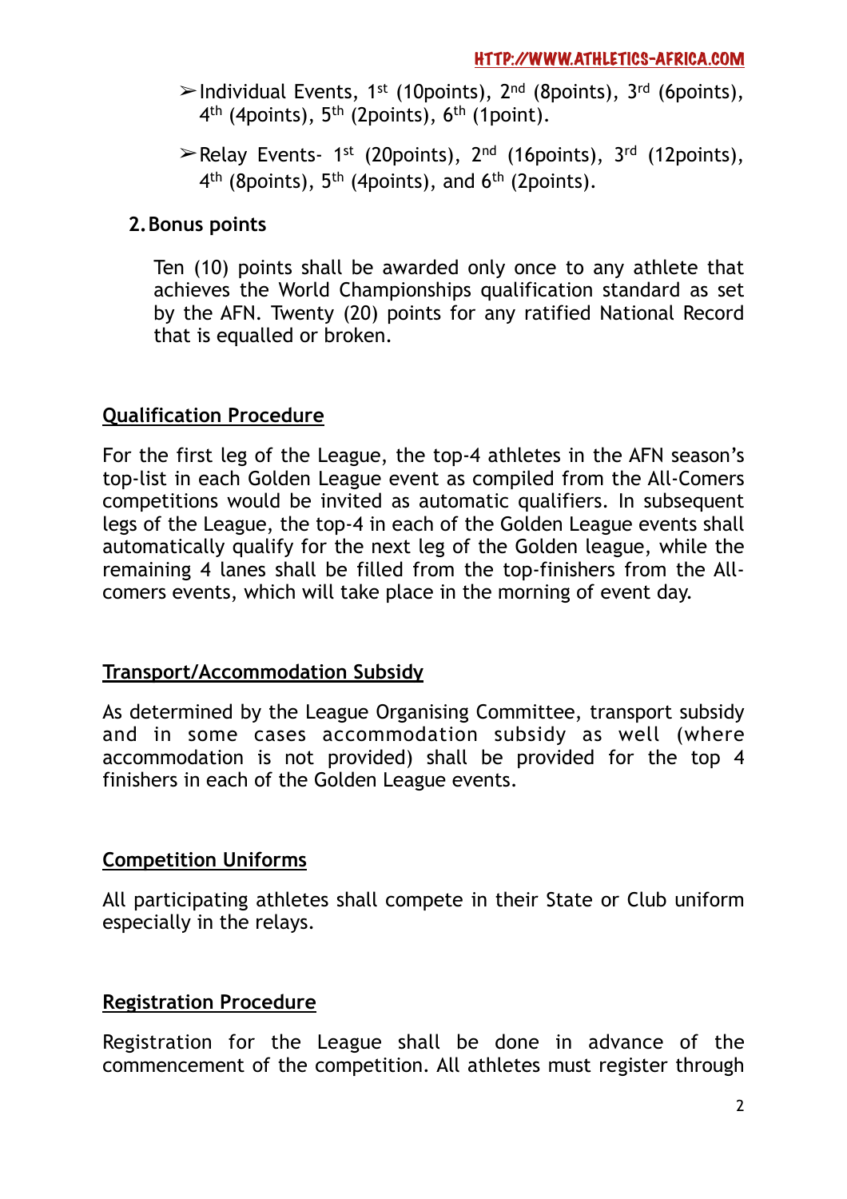- Individual Events, 1st (10points), 2nd (8points), 3rd (6points), 4th (4points), 5th (2points), 6th (1point).
- Relay Events- 1st (20points), 2nd (16points), 3rd (12points), 4th (8points), 5th (4points), and 6th (2points).

**2. Bonus points**

Ten (10) points shall be awarded only once to any athlete that achieves the World Championships qualification standard as set by the AFN. Twenty (20) points for any ratified National Record that is equalled or broken.

## Qualification Procedure

For the first leg of the League, the top-4 athletes in the AFN season's top-list in each Golden League event as compiled from the All-Comers competitions would be invited as automatic qualifiers. In subsequent legs of the League, the top-4 in each of the Golden League events shall automatically qualify for the next leg of the Golden league, while the remaining 4 lanes shall be filled from the top-finishers from the All-comers events, which will take place in the morning of event day.

## Transport/Accommodation Subsidy

As determined by the League Organising Committee, transport subsidy and in some cases accommodation subsidy as well (where accommodation is not provided) shall be provided for the top 4 finishers in each of the Golden League events.

## Competition Uniforms

All participating athletes shall compete in their State or Club uniform especially in the relays.

## Registration Procedure

Registration for the League shall be done in advance of the commencement of the competition. All athletes must register through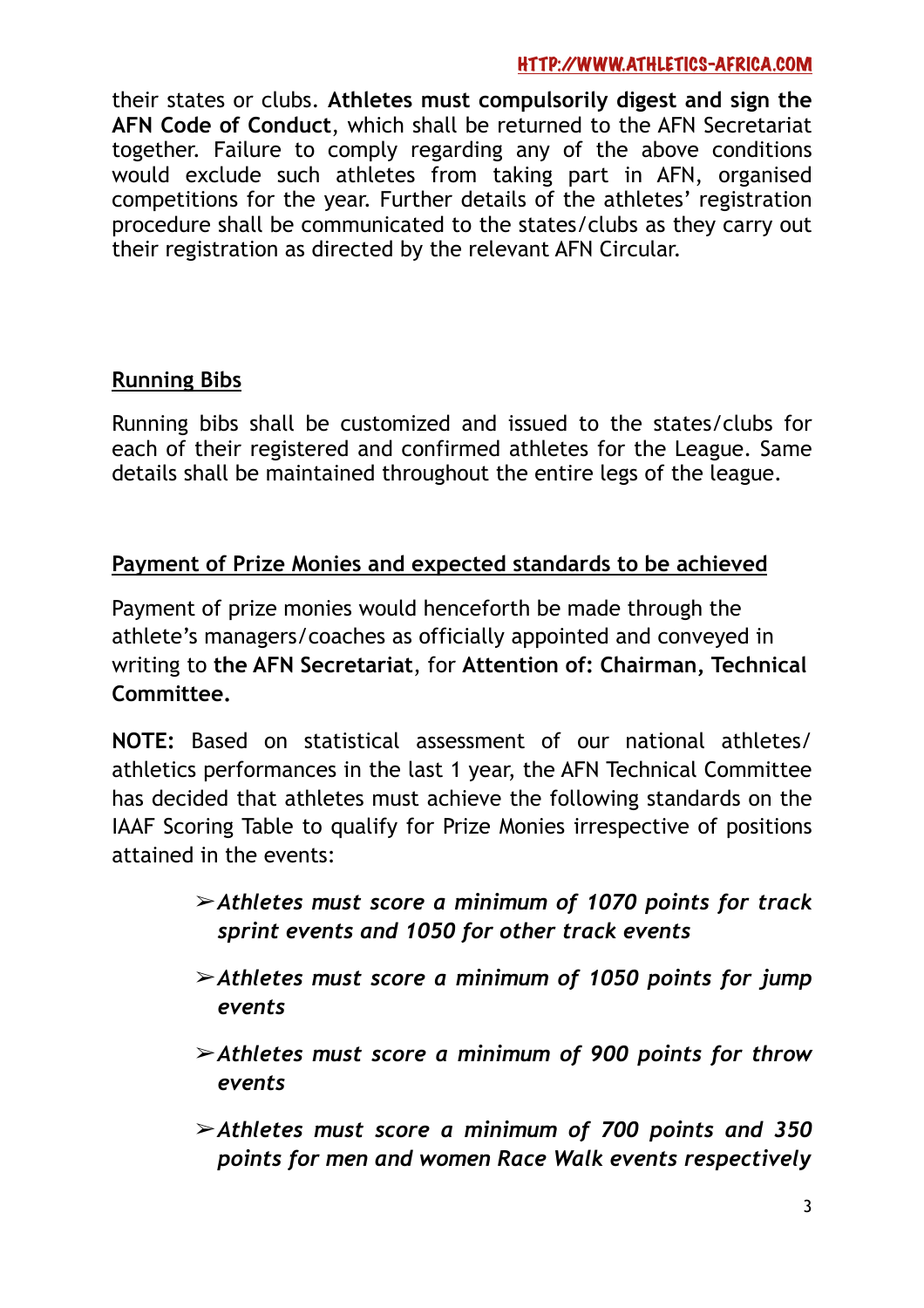their states or clubs. **Athletes must compulsorily digest and sign the AFN Code of Conduct**, which shall be returned to the AFN Secretariat together. Failure to comply regarding any of the above conditions would exclude such athletes from taking part in AFN, organised competitions for the year. Further details of the athletes' registration procedure shall be communicated to the states/clubs as they carry out their registration as directed by the relevant AFN Circular.

**Running Bibs**

Running bibs shall be customized and issued to the states/clubs for each of their registered and confirmed athletes for the League. Same details shall be maintained throughout the entire legs of the league.

**Payment of Prize Monies and expected standards to be achieved**

Payment of prize monies would henceforth be made through the athlete's managers/coaches as officially appointed and conveyed in writing to **the AFN Secretariat**, for **Attention of: Chairman, Technical Committee.**

**NOTE:** Based on statistical assessment of our national athletes/ athletics performances in the last 1 year, the AFN Technical Committee has decided that athletes must achieve the following standards on the IAAF Scoring Table to qualify for Prize Monies irrespective of positions attained in the events:

- ***Athletes must score a minimum of 1070 points for track sprint events and 1050 for other track events***
- ***Athletes must score a minimum of 1050 points for jump events***
- ***Athletes must score a minimum of 900 points for throw events***
- ***Athletes must score a minimum of 700 points and 350 points for men and women Race Walk events respectively***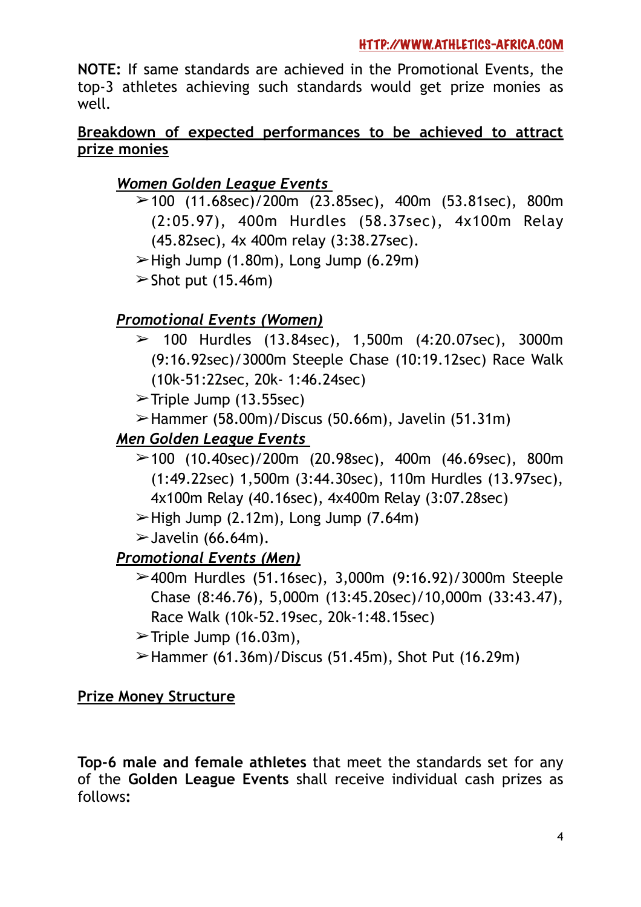**NOTE:** If same standards are achieved in the Promotional Events, the top-3 athletes achieving such standards would get prize monies as well.

**Breakdown of expected performances to be achieved to attract prize monies**

***Women Golden League Events***

- 100 (11.68sec)/200m (23.85sec), 400m (53.81sec), 800m (2:05.97), 400m Hurdles (58.37sec), 4x100m Relay (45.82sec), 4x 400m relay (3:38.27sec).
- High Jump (1.80m), Long Jump (6.29m)
- Shot put (15.46m)

***Promotional Events (Women)***

- 100 Hurdles (13.84sec), 1,500m (4:20.07sec), 3000m (9:16.92sec)/3000m Steeple Chase (10:19.12sec) Race Walk (10k-51:22sec, 20k- 1:46.24sec)
- Triple Jump (13.55sec)
- Hammer (58.00m)/Discus (50.66m), Javelin (51.31m)

***Men Golden League Events***

- 100 (10.40sec)/200m (20.98sec), 400m (46.69sec), 800m (1:49.22sec) 1,500m (3:44.30sec), 110m Hurdles (13.97sec), 4x100m Relay (40.16sec), 4x400m Relay (3:07.28sec)
- High Jump (2.12m), Long Jump (7.64m)
- Javelin (66.64m).

***Promotional Events (Men)***

- 400m Hurdles (51.16sec), 3,000m (9:16.92)/3000m Steeple Chase (8:46.76), 5,000m (13:45.20sec)/10,000m (33:43.47), Race Walk (10k-52.19sec, 20k-1:48.15sec)
- Triple Jump (16.03m),
- Hammer (61.36m)/Discus (51.45m), Shot Put (16.29m)

**Prize Money Structure**

**Top-6 male and female athletes** that meet the standards set for any of the **Golden League Events** shall receive individual cash prizes as follows**:**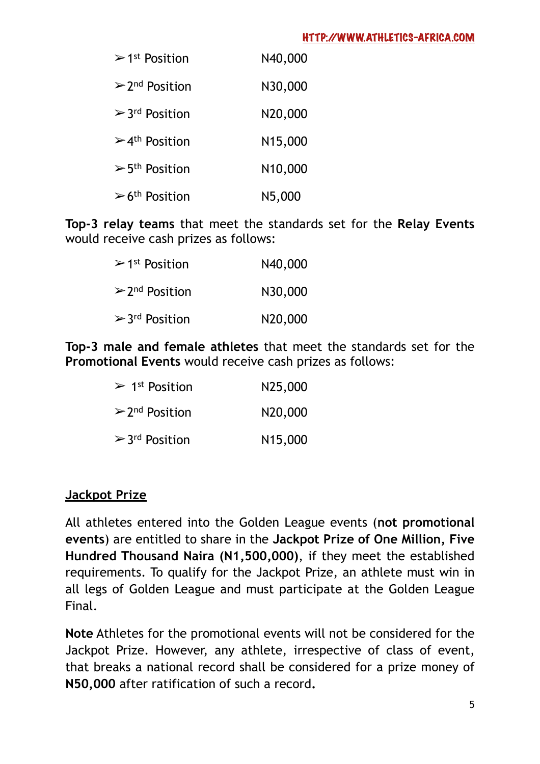- 1st Position N40,000
- 2nd Position N30,000
- 3rd Position N20,000
- 4th Position N15,000
- 5th Position N10,000
- 6th Position N5,000

**Top-3 relay teams** that meet the standards set for the **Relay Events** would receive cash prizes as follows:

- 1st Position N40,000
- 2nd Position N30,000
- 3rd Position N20,000

**Top-3 male and female athletes** that meet the standards set for the **Promotional Events** would receive cash prizes as follows:

- 1st Position N25,000
- 2nd Position N20,000
- 3rd Position N15,000

## Jackpot Prize

All athletes entered into the Golden League events (**not promotional events**) are entitled to share in the **Jackpot Prize of One Million, Five Hundred Thousand Naira (N1,500,000)**, if they meet the established requirements. To qualify for the Jackpot Prize, an athlete must win in all legs of Golden League and must participate at the Golden League Final.

**Note** Athletes for the promotional events will not be considered for the Jackpot Prize. However, any athlete, irrespective of class of event, that breaks a national record shall be considered for a prize money of **N50,000** after ratification of such a record**.**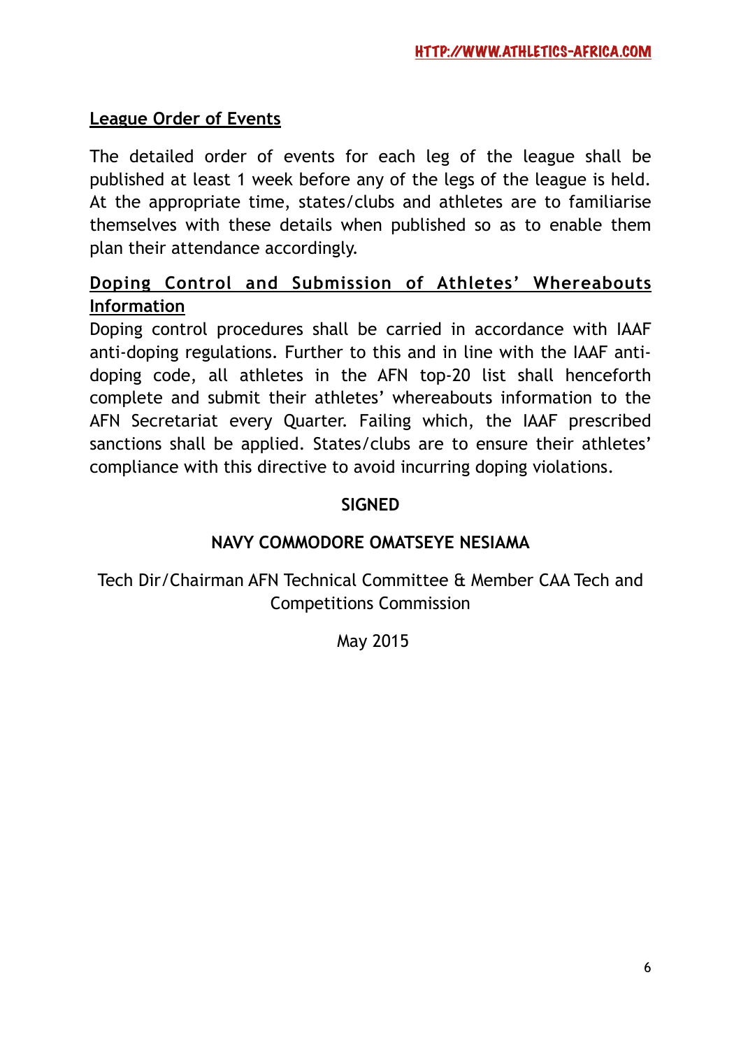**League Order of Events**

The detailed order of events for each leg of the league shall be published at least 1 week before any of the legs of the league is held. At the appropriate time, states/clubs and athletes are to familiarise themselves with these details when published so as to enable them plan their attendance accordingly.

**Doping Control and Submission of Athletes' Whereabouts Information**

Doping control procedures shall be carried in accordance with IAAF anti-doping regulations. Further to this and in line with the IAAF anti-doping code, all athletes in the AFN top-20 list shall henceforth complete and submit their athletes' whereabouts information to the AFN Secretariat every Quarter. Failing which, the IAAF prescribed sanctions shall be applied. States/clubs are to ensure their athletes' compliance with this directive to avoid incurring doping violations.

**SIGNED**

**NAVY COMMODORE OMATSEYE NESIAMA**

Tech Dir/Chairman AFN Technical Committee & Member CAA Tech and Competitions Commission

May 2015